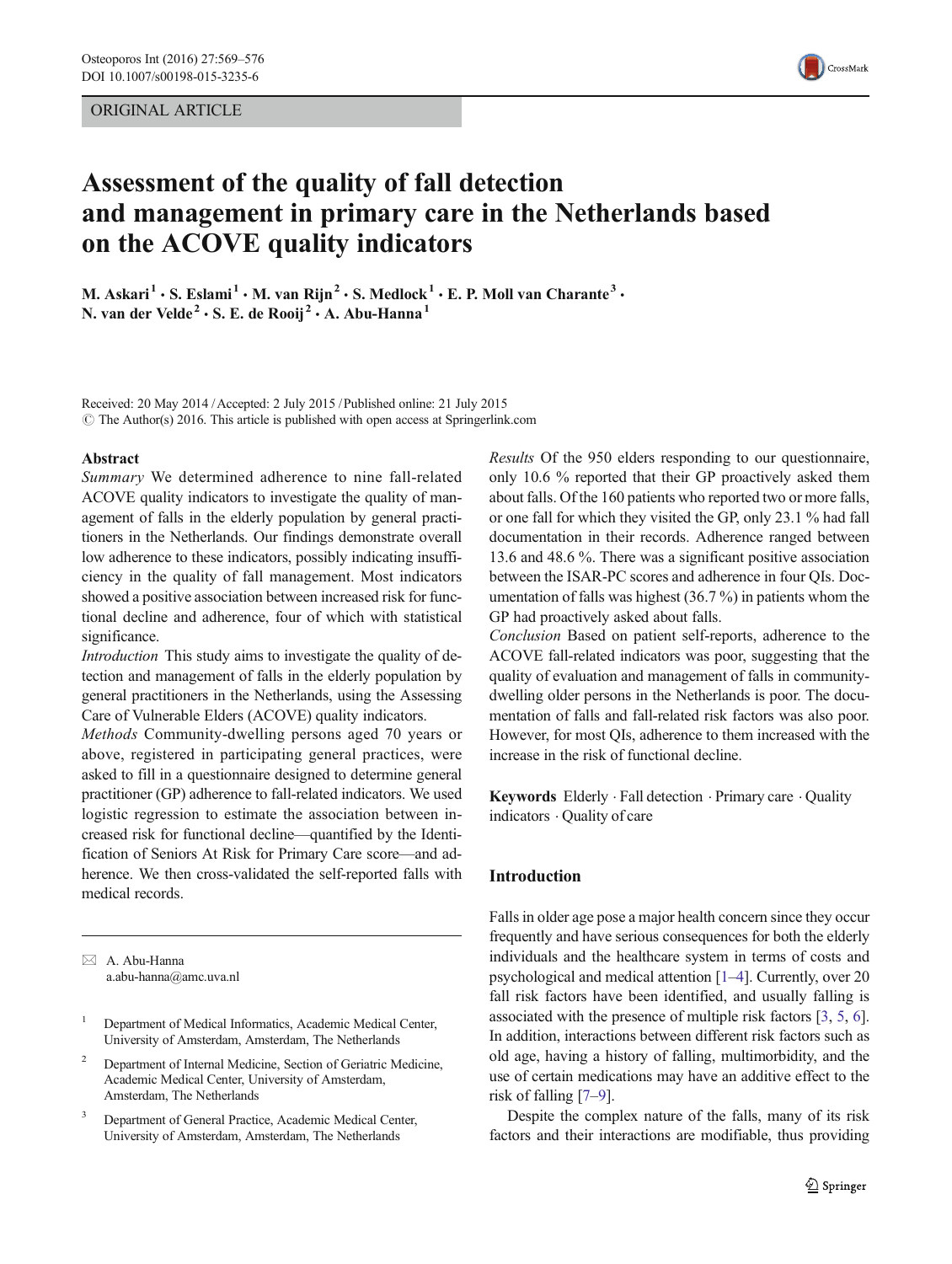ORIGINAL ARTICLE

# Assessment of the quality of fall detection and management in primary care in the Netherlands based on the ACOVE quality indicators

M. Askari[1] · S. Eslami[1] · M. van Rijn[2] · S. Medlock[1] · E. P. Moll van Charante[3] · N. van der Velde[2] · S. E. de Rooij[2] · A. Abu-Hanna[1]

Received: 20 May 2014 / Accepted: 2 July 2015 / Published online: 21 July 2015
© The Author(s) 2016. This article is published with open access at Springerlink.com

## Abstract

*Summary* We determined adherence to nine fall-related ACOVE quality indicators to investigate the quality of management of falls in the elderly population by general practitioners in the Netherlands. Our findings demonstrate overall low adherence to these indicators, possibly indicating insufficiency in the quality of fall management. Most indicators showed a positive association between increased risk for functional decline and adherence, four of which with statistical significance.

*Introduction* This study aims to investigate the quality of detection and management of falls in the elderly population by general practitioners in the Netherlands, using the Assessing Care of Vulnerable Elders (ACOVE) quality indicators.

*Methods* Community-dwelling persons aged 70 years or above, registered in participating general practices, were asked to fill in a questionnaire designed to determine general practitioner (GP) adherence to fall-related indicators. We used logistic regression to estimate the association between increased risk for functional decline—quantified by the Identification of Seniors At Risk for Primary Care score—and adherence. We then cross-validated the self-reported falls with medical records.

*Results* Of the 950 elders responding to our questionnaire, only 10.6 % reported that their GP proactively asked them about falls. Of the 160 patients who reported two or more falls, or one fall for which they visited the GP, only 23.1 % had fall documentation in their records. Adherence ranged between 13.6 and 48.6 %. There was a significant positive association between the ISAR-PC scores and adherence in four QIs. Documentation of falls was highest (36.7 %) in patients whom the GP had proactively asked about falls.

*Conclusion* Based on patient self-reports, adherence to the ACOVE fall-related indicators was poor, suggesting that the quality of evaluation and management of falls in community-dwelling older persons in the Netherlands is poor. The documentation of falls and fall-related risk factors was also poor. However, for most QIs, adherence to them increased with the increase in the risk of functional decline.

**Keywords** Elderly · Fall detection · Primary care · Quality indicators · Quality of care

✉ A. Abu-Hanna
a.abu-hanna@amc.uva.nl

[1] Department of Medical Informatics, Academic Medical Center, University of Amsterdam, Amsterdam, The Netherlands

[2] Department of Internal Medicine, Section of Geriatric Medicine, Academic Medical Center, University of Amsterdam, Amsterdam, The Netherlands

[3] Department of General Practice, Academic Medical Center, University of Amsterdam, Amsterdam, The Netherlands

## Introduction

Falls in older age pose a major health concern since they occur frequently and have serious consequences for both the elderly individuals and the healthcare system in terms of costs and psychological and medical attention [1–4]. Currently, over 20 fall risk factors have been identified, and usually falling is associated with the presence of multiple risk factors [3, 5, 6]. In addition, interactions between different risk factors such as old age, having a history of falling, multimorbidity, and the use of certain medications may have an additive effect to the risk of falling [7–9].

Despite the complex nature of the falls, many of its risk factors and their interactions are modifiable, thus providing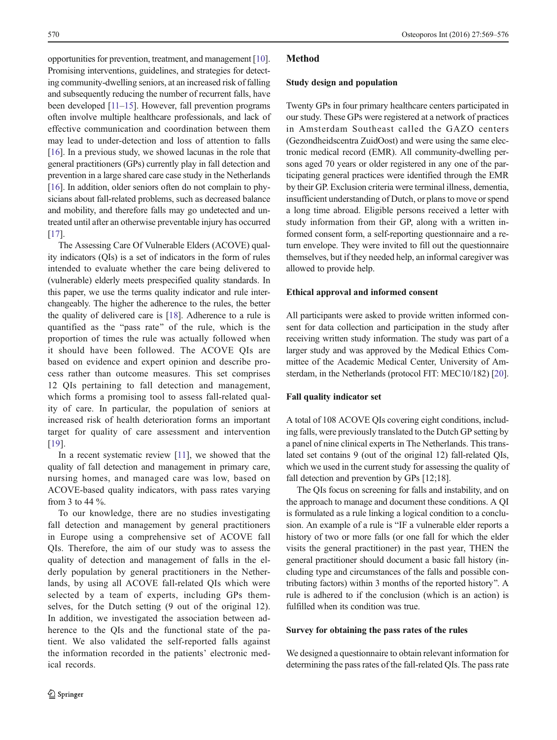opportunities for prevention, treatment, and management [10]. Promising interventions, guidelines, and strategies for detecting community-dwelling seniors, at an increased risk of falling and subsequently reducing the number of recurrent falls, have been developed [11–15]. However, fall prevention programs often involve multiple healthcare professionals, and lack of effective communication and coordination between them may lead to under-detection and loss of attention to falls [16]. In a previous study, we showed lacunas in the role that general practitioners (GPs) currently play in fall detection and prevention in a large shared care case study in the Netherlands [16]. In addition, older seniors often do not complain to physicians about fall-related problems, such as decreased balance and mobility, and therefore falls may go undetected and untreated until after an otherwise preventable injury has occurred [17].

The Assessing Care Of Vulnerable Elders (ACOVE) quality indicators (QIs) is a set of indicators in the form of rules intended to evaluate whether the care being delivered to (vulnerable) elderly meets prespecified quality standards. In this paper, we use the terms quality indicator and rule interchangeably. The higher the adherence to the rules, the better the quality of delivered care is [18]. Adherence to a rule is quantified as the "pass rate" of the rule, which is the proportion of times the rule was actually followed when it should have been followed. The ACOVE QIs are based on evidence and expert opinion and describe process rather than outcome measures. This set comprises 12 QIs pertaining to fall detection and management, which forms a promising tool to assess fall-related quality of care. In particular, the population of seniors at increased risk of health deterioration forms an important target for quality of care assessment and intervention [19].

In a recent systematic review [11], we showed that the quality of fall detection and management in primary care, nursing homes, and managed care was low, based on ACOVE-based quality indicators, with pass rates varying from 3 to 44 %.

To our knowledge, there are no studies investigating fall detection and management by general practitioners in Europe using a comprehensive set of ACOVE fall QIs. Therefore, the aim of our study was to assess the quality of detection and management of falls in the elderly population by general practitioners in the Netherlands, by using all ACOVE fall-related QIs which were selected by a team of experts, including GPs themselves, for the Dutch setting (9 out of the original 12). In addition, we investigated the association between adherence to the QIs and the functional state of the patient. We also validated the self-reported falls against the information recorded in the patients' electronic medical records.

## Method

### Study design and population

Twenty GPs in four primary healthcare centers participated in our study. These GPs were registered at a network of practices in Amsterdam Southeast called the GAZO centers (Gezondheidscentra ZuidOost) and were using the same electronic medical record (EMR). All community-dwelling persons aged 70 years or older registered in any one of the participating general practices were identified through the EMR by their GP. Exclusion criteria were terminal illness, dementia, insufficient understanding of Dutch, or plans to move or spend a long time abroad. Eligible persons received a letter with study information from their GP, along with a written informed consent form, a self-reporting questionnaire and a return envelope. They were invited to fill out the questionnaire themselves, but if they needed help, an informal caregiver was allowed to provide help.

### Ethical approval and informed consent

All participants were asked to provide written informed consent for data collection and participation in the study after receiving written study information. The study was part of a larger study and was approved by the Medical Ethics Committee of the Academic Medical Center, University of Amsterdam, in the Netherlands (protocol FIT: MEC10/182) [20].

### Fall quality indicator set

A total of 108 ACOVE QIs covering eight conditions, including falls, were previously translated to the Dutch GP setting by a panel of nine clinical experts in The Netherlands. This translated set contains 9 (out of the original 12) fall-related QIs, which we used in the current study for assessing the quality of fall detection and prevention by GPs [12;18].

The QIs focus on screening for falls and instability, and on the approach to manage and document these conditions. A QI is formulated as a rule linking a logical condition to a conclusion. An example of a rule is "IF a vulnerable elder reports a history of two or more falls (or one fall for which the elder visits the general practitioner) in the past year, THEN the general practitioner should document a basic fall history (including type and circumstances of the falls and possible contributing factors) within 3 months of the reported history". A rule is adhered to if the conclusion (which is an action) is fulfilled when its condition was true.

### Survey for obtaining the pass rates of the rules

We designed a questionnaire to obtain relevant information for determining the pass rates of the fall-related QIs. The pass rate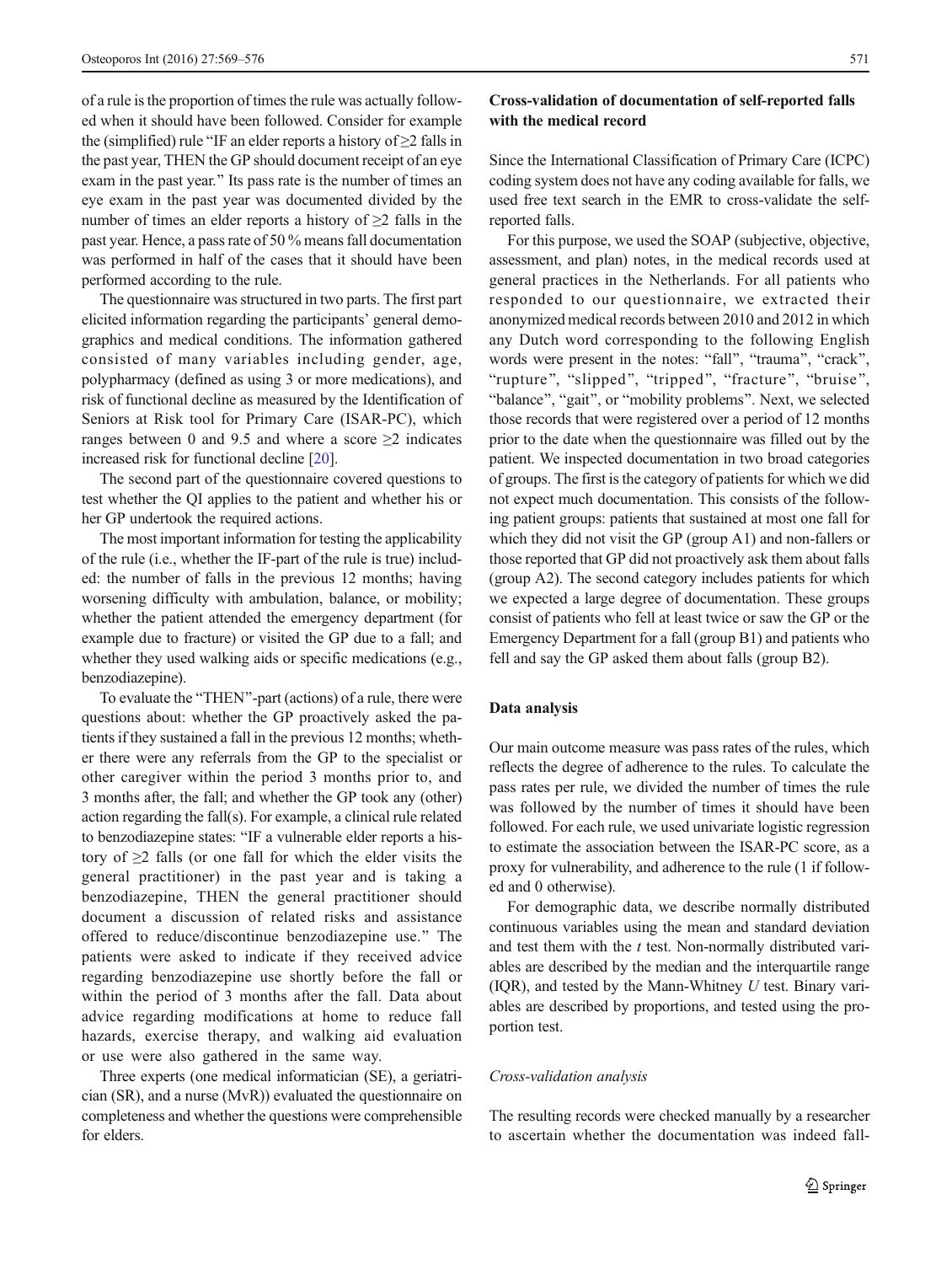of a rule is the proportion of times the rule was actually followed when it should have been followed. Consider for example the (simplified) rule "IF an elder reports a history of ≥2 falls in the past year, THEN the GP should document receipt of an eye exam in the past year." Its pass rate is the number of times an eye exam in the past year was documented divided by the number of times an elder reports a history of ≥2 falls in the past year. Hence, a pass rate of 50 % means fall documentation was performed in half of the cases that it should have been performed according to the rule.

The questionnaire was structured in two parts. The first part elicited information regarding the participants' general demographics and medical conditions. The information gathered consisted of many variables including gender, age, polypharmacy (defined as using 3 or more medications), and risk of functional decline as measured by the Identification of Seniors at Risk tool for Primary Care (ISAR-PC), which ranges between 0 and 9.5 and where a score ≥2 indicates increased risk for functional decline [20].

The second part of the questionnaire covered questions to test whether the QI applies to the patient and whether his or her GP undertook the required actions.

The most important information for testing the applicability of the rule (i.e., whether the IF-part of the rule is true) included: the number of falls in the previous 12 months; having worsening difficulty with ambulation, balance, or mobility; whether the patient attended the emergency department (for example due to fracture) or visited the GP due to a fall; and whether they used walking aids or specific medications (e.g., benzodiazepine).

To evaluate the "THEN"-part (actions) of a rule, there were questions about: whether the GP proactively asked the patients if they sustained a fall in the previous 12 months; whether there were any referrals from the GP to the specialist or other caregiver within the period 3 months prior to, and 3 months after, the fall; and whether the GP took any (other) action regarding the fall(s). For example, a clinical rule related to benzodiazepine states: "IF a vulnerable elder reports a history of ≥2 falls (or one fall for which the elder visits the general practitioner) in the past year and is taking a benzodiazepine, THEN the general practitioner should document a discussion of related risks and assistance offered to reduce/discontinue benzodiazepine use." The patients were asked to indicate if they received advice regarding benzodiazepine use shortly before the fall or within the period of 3 months after the fall. Data about advice regarding modifications at home to reduce fall hazards, exercise therapy, and walking aid evaluation or use were also gathered in the same way.

Three experts (one medical informatician (SE), a geriatrician (SR), and a nurse (MvR)) evaluated the questionnaire on completeness and whether the questions were comprehensible for elders.

### Cross-validation of documentation of self-reported falls with the medical record

Since the International Classification of Primary Care (ICPC) coding system does not have any coding available for falls, we used free text search in the EMR to cross-validate the self-reported falls.

For this purpose, we used the SOAP (subjective, objective, assessment, and plan) notes, in the medical records used at general practices in the Netherlands. For all patients who responded to our questionnaire, we extracted their anonymized medical records between 2010 and 2012 in which any Dutch word corresponding to the following English words were present in the notes: "fall", "trauma", "crack", "rupture", "slipped", "tripped", "fracture", "bruise", "balance", "gait", or "mobility problems". Next, we selected those records that were registered over a period of 12 months prior to the date when the questionnaire was filled out by the patient. We inspected documentation in two broad categories of groups. The first is the category of patients for which we did not expect much documentation. This consists of the following patient groups: patients that sustained at most one fall for which they did not visit the GP (group A1) and non-fallers or those reported that GP did not proactively ask them about falls (group A2). The second category includes patients for which we expected a large degree of documentation. These groups consist of patients who fell at least twice or saw the GP or the Emergency Department for a fall (group B1) and patients who fell and say the GP asked them about falls (group B2).

### Data analysis

Our main outcome measure was pass rates of the rules, which reflects the degree of adherence to the rules. To calculate the pass rates per rule, we divided the number of times the rule was followed by the number of times it should have been followed. For each rule, we used univariate logistic regression to estimate the association between the ISAR-PC score, as a proxy for vulnerability, and adherence to the rule (1 if followed and 0 otherwise).

For demographic data, we describe normally distributed continuous variables using the mean and standard deviation and test them with the *t* test. Non-normally distributed variables are described by the median and the interquartile range (IQR), and tested by the Mann-Whitney *U* test. Binary variables are described by proportions, and tested using the proportion test.

#### *Cross-validation analysis*

The resulting records were checked manually by a researcher to ascertain whether the documentation was indeed fall-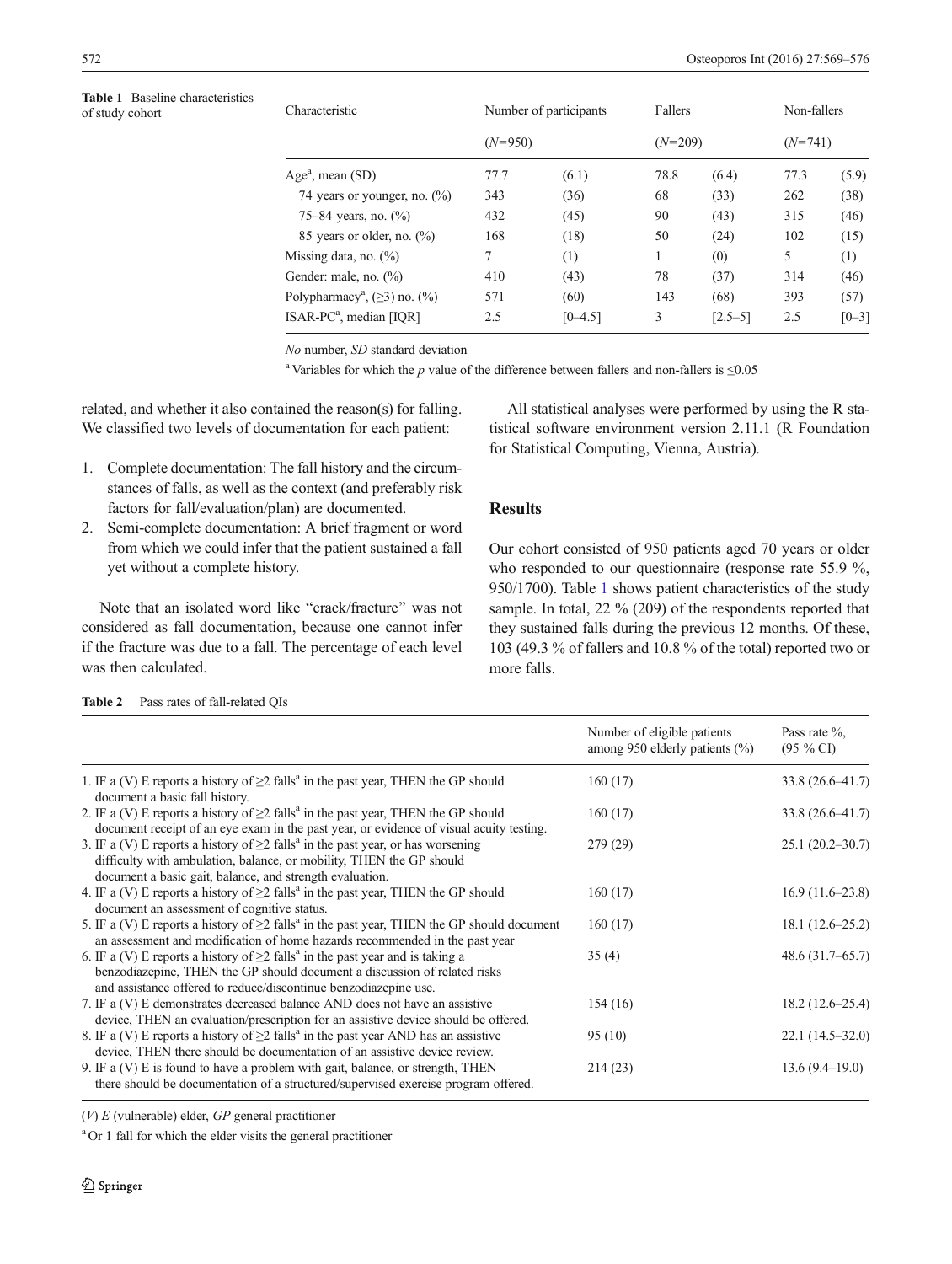**Table 1** Baseline characteristics of study cohort

| Characteristic | Number of participants | | Fallers | | Non-fallers | |
|---|---|---|---|---|---|---|
| | (*N*=950) | | (*N*=209) | | (*N*=741) | |
| Age[a], mean (SD) | 77.7 | (6.1) | 78.8 | (6.4) | 77.3 | (5.9) |
| 74 years or younger, no. (%) | 343 | (36) | 68 | (33) | 262 | (38) |
| 75–84 years, no. (%) | 432 | (45) | 90 | (43) | 315 | (46) |
| 85 years or older, no. (%) | 168 | (18) | 50 | (24) | 102 | (15) |
| Missing data, no. (%) | 7 | (1) | 1 | (0) | 5 | (1) |
| Gender: male, no. (%) | 410 | (43) | 78 | (37) | 314 | (46) |
| Polypharmacy[a], (≥3) no. (%) | 571 | (60) | 143 | (68) | 393 | (57) |
| ISAR-PC[a], median [IQR] | 2.5 | [0–4.5] | 3 | [2.5–5] | 2.5 | [0–3] |

*No* number, *SD* standard deviation

[a] Variables for which the *p* value of the difference between fallers and non-fallers is ≤0.05

related, and whether it also contained the reason(s) for falling. We classified two levels of documentation for each patient:

1. Complete documentation: The fall history and the circumstances of falls, as well as the context (and preferably risk factors for fall/evaluation/plan) are documented.
2. Semi-complete documentation: A brief fragment or word from which we could infer that the patient sustained a fall yet without a complete history.

Note that an isolated word like "crack/fracture" was not considered as fall documentation, because one cannot infer if the fracture was due to a fall. The percentage of each level was then calculated.

All statistical analyses were performed by using the R statistical software environment version 2.11.1 (R Foundation for Statistical Computing, Vienna, Austria).

## Results

Our cohort consisted of 950 patients aged 70 years or older who responded to our questionnaire (response rate 55.9 %, 950/1700). Table 1 shows patient characteristics of the study sample. In total, 22 % (209) of the respondents reported that they sustained falls during the previous 12 months. Of these, 103 (49.3 % of fallers and 10.8 % of the total) reported two or more falls.

**Table 2** Pass rates of fall-related QIs

| | Number of eligible patients among 950 elderly patients (%) | Pass rate %, (95 % CI) |
|---|---|---|
| 1. IF a (V) E reports a history of ≥2 falls[a] in the past year, THEN the GP should document a basic fall history. | 160 (17) | 33.8 (26.6–41.7) |
| 2. IF a (V) E reports a history of ≥2 falls[a] in the past year, THEN the GP should document receipt of an eye exam in the past year, or evidence of visual acuity testing. | 160 (17) | 33.8 (26.6–41.7) |
| 3. IF a (V) E reports a history of ≥2 falls[a] in the past year, or has worsening difficulty with ambulation, balance, or mobility, THEN the GP should document a basic gait, balance, and strength evaluation. | 279 (29) | 25.1 (20.2–30.7) |
| 4. IF a (V) E reports a history of ≥2 falls[a] in the past year, THEN the GP should document an assessment of cognitive status. | 160 (17) | 16.9 (11.6–23.8) |
| 5. IF a (V) E reports a history of ≥2 falls[a] in the past year, THEN the GP should document an assessment and modification of home hazards recommended in the past year | 160 (17) | 18.1 (12.6–25.2) |
| 6. IF a (V) E reports a history of ≥2 falls[a] in the past year and is taking a benzodiazepine, THEN the GP should document a discussion of related risks and assistance offered to reduce/discontinue benzodiazepine use. | 35 (4) | 48.6 (31.7–65.7) |
| 7. IF a (V) E demonstrates decreased balance AND does not have an assistive device, THEN an evaluation/prescription for an assistive device should be offered. | 154 (16) | 18.2 (12.6–25.4) |
| 8. IF a (V) E reports a history of ≥2 falls[a] in the past year AND has an assistive device, THEN there should be documentation of an assistive device review. | 95 (10) | 22.1 (14.5–32.0) |
| 9. IF a (V) E is found to have a problem with gait, balance, or strength, THEN there should be documentation of a structured/supervised exercise program offered. | 214 (23) | 13.6 (9.4–19.0) |

*(V) E* (vulnerable) elder, *GP* general practitioner

[a] Or 1 fall for which the elder visits the general practitioner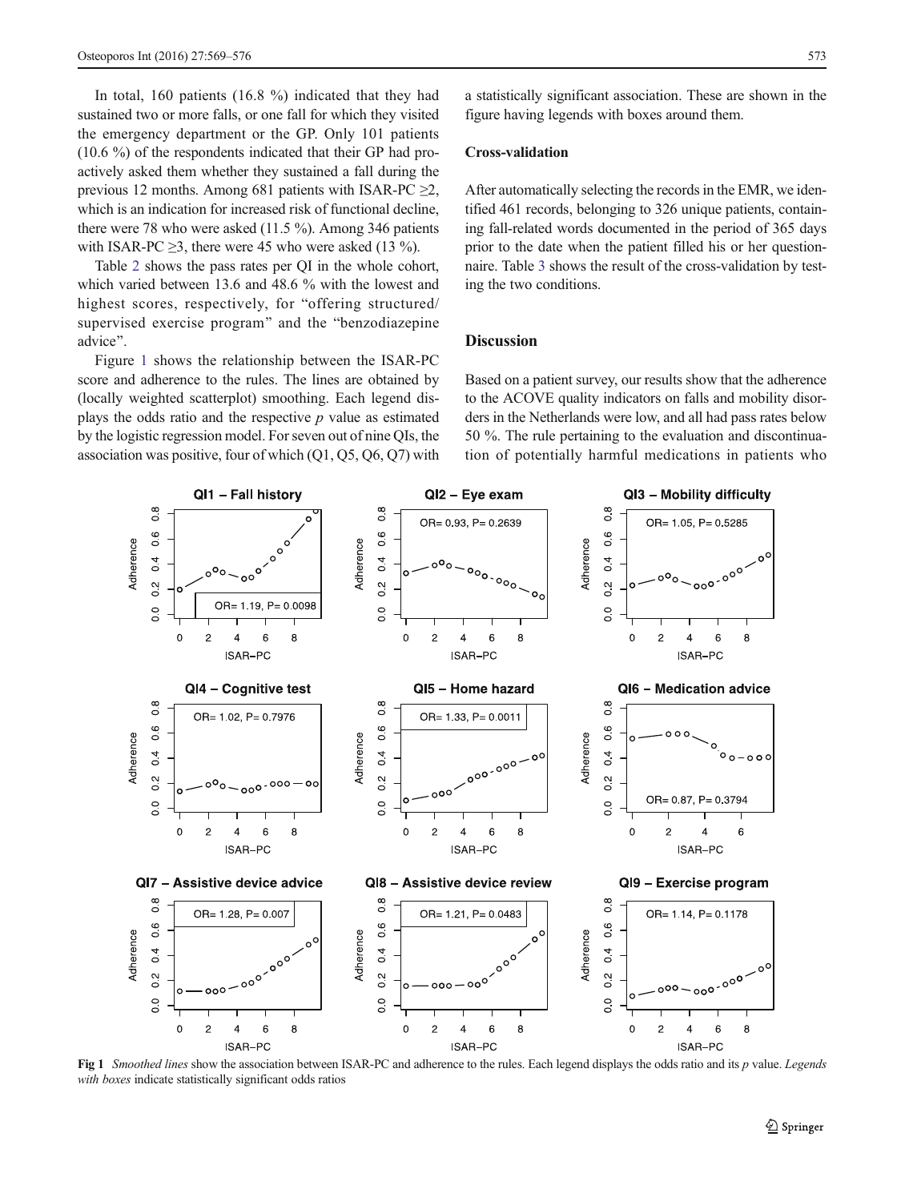In total, 160 patients (16.8 %) indicated that they had sustained two or more falls, or one fall for which they visited the emergency department or the GP. Only 101 patients (10.6 %) of the respondents indicated that their GP had proactively asked them whether they sustained a fall during the previous 12 months. Among 681 patients with ISAR-PC ≥2, which is an indication for increased risk of functional decline, there were 78 who were asked (11.5 %). Among 346 patients with ISAR-PC ≥3, there were 45 who were asked (13 %).

Table 2 shows the pass rates per QI in the whole cohort, which varied between 13.6 and 48.6 % with the lowest and highest scores, respectively, for "offering structured/supervised exercise program" and the "benzodiazepine advice".

Figure 1 shows the relationship between the ISAR-PC score and adherence to the rules. The lines are obtained by (locally weighted scatterplot) smoothing. Each legend displays the odds ratio and the respective *p* value as estimated by the logistic regression model. For seven out of nine QIs, the association was positive, four of which (Q1, Q5, Q6, Q7) with a statistically significant association. These are shown in the figure having legends with boxes around them.

### Cross-validation

After automatically selecting the records in the EMR, we identified 461 records, belonging to 326 unique patients, containing fall-related words documented in the period of 365 days prior to the date when the patient filled his or her questionnaire. Table 3 shows the result of the cross-validation by testing the two conditions.

## Discussion

Based on a patient survey, our results show that the adherence to the ACOVE quality indicators on falls and mobility disorders in the Netherlands were low, and all had pass rates below 50 %. The rule pertaining to the evaluation and discontinuation of potentially harmful medications in patients who

**Fig 1** *Smoothed lines* show the association between ISAR-PC and adherence to the rules. Each legend displays the odds ratio and its *p* value. *Legends with boxes* indicate statistically significant odds ratios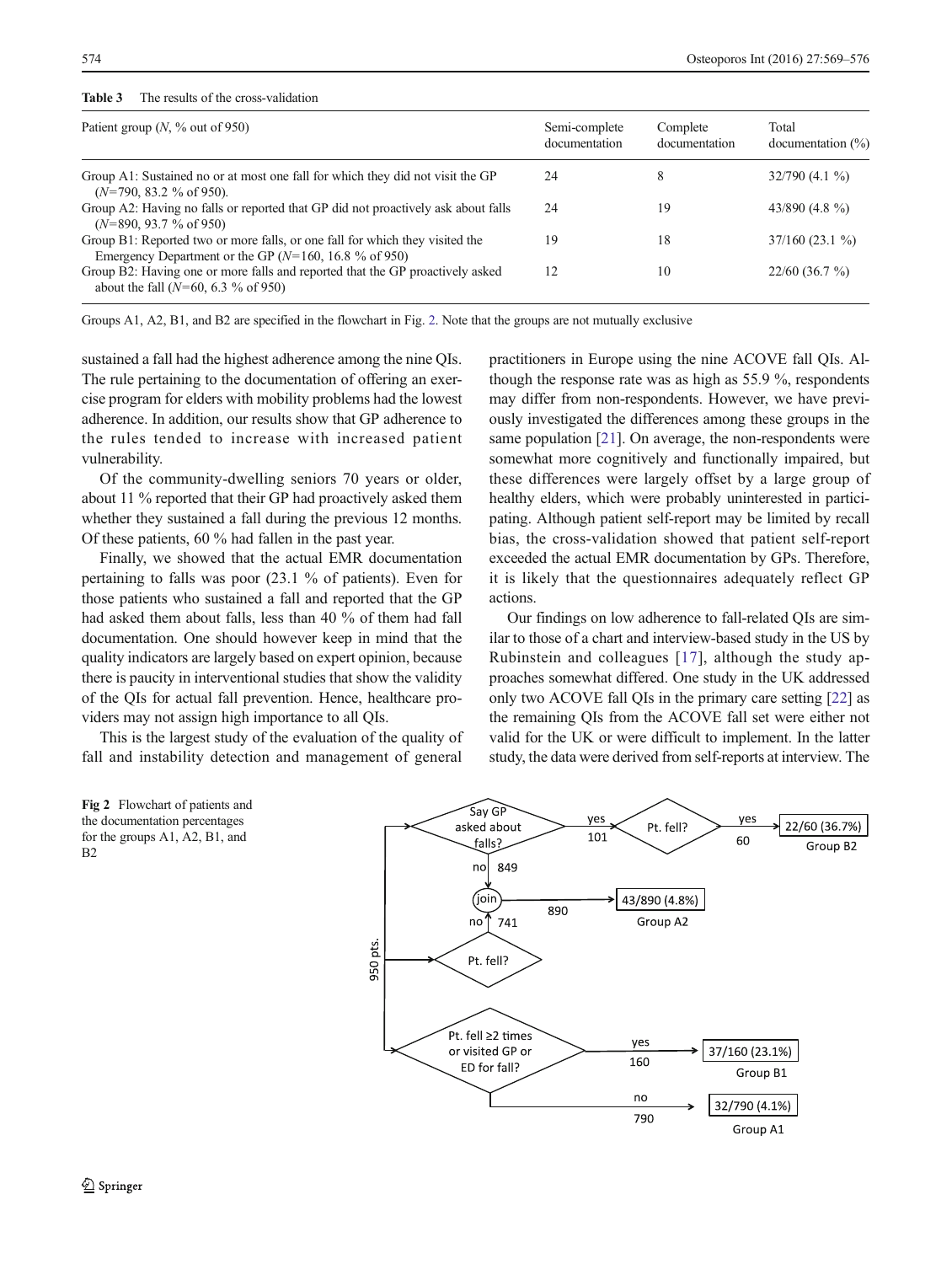**Table 3** The results of the cross-validation

| Patient group (*N*, % out of 950) | Semi-complete documentation | Complete documentation | Total documentation (%) |
|---|---|---|---|
| Group A1: Sustained no or at most one fall for which they did not visit the GP (*N*=790, 83.2 % of 950). | 24 | 8 | 32/790 (4.1 %) |
| Group A2: Having no falls or reported that GP did not proactively ask about falls (*N*=890, 93.7 % of 950) | 24 | 19 | 43/890 (4.8 %) |
| Group B1: Reported two or more falls, or one fall for which they visited the Emergency Department or the GP (*N*=160, 16.8 % of 950) | 19 | 18 | 37/160 (23.1 %) |
| Group B2: Having one or more falls and reported that the GP proactively asked about the fall (*N*=60, 6.3 % of 950) | 12 | 10 | 22/60 (36.7 %) |

Groups A1, A2, B1, and B2 are specified in the flowchart in Fig. 2. Note that the groups are not mutually exclusive

sustained a fall had the highest adherence among the nine QIs. The rule pertaining to the documentation of offering an exercise program for elders with mobility problems had the lowest adherence. In addition, our results show that GP adherence to the rules tended to increase with increased patient vulnerability.

Of the community-dwelling seniors 70 years or older, about 11 % reported that their GP had proactively asked them whether they sustained a fall during the previous 12 months. Of these patients, 60 % had fallen in the past year.

Finally, we showed that the actual EMR documentation pertaining to falls was poor (23.1 % of patients). Even for those patients who sustained a fall and reported that the GP had asked them about falls, less than 40 % of them had fall documentation. One should however keep in mind that the quality indicators are largely based on expert opinion, because there is paucity in interventional studies that show the validity of the QIs for actual fall prevention. Hence, healthcare providers may not assign high importance to all QIs.

This is the largest study of the evaluation of the quality of fall and instability detection and management of general practitioners in Europe using the nine ACOVE fall QIs. Although the response rate was as high as 55.9 %, respondents may differ from non-respondents. However, we have previously investigated the differences among these groups in the same population [21]. On average, the non-respondents were somewhat more cognitively and functionally impaired, but these differences were largely offset by a large group of healthy elders, which were probably uninterested in participating. Although patient self-report may be limited by recall bias, the cross-validation showed that patient self-report exceeded the actual EMR documentation by GPs. Therefore, it is likely that the questionnaires adequately reflect GP actions.

Our findings on low adherence to fall-related QIs are similar to those of a chart and interview-based study in the US by Rubinstein and colleagues [17], although the study approaches somewhat differed. One study in the UK addressed only two ACOVE fall QIs in the primary care setting [22] as the remaining QIs from the ACOVE fall set were either not valid for the UK or were difficult to implement. In the latter study, the data were derived from self-reports at interview. The

```
950 pts.
 ├─> [Say GP asked about falls?] --yes (101)--> [Pt. fell?] --yes (60)--> 22/60 (36.7%)  Group B2
 │        │ no (849)
 │        v
 │      (join) --890--> 43/890 (4.8%)  Group A2
 │        ^ no (741)
 ├─> [Pt. fell?]
 │
 └─> [Pt. fell ≥2 times or visited GP or ED for fall?] --yes (160)--> 37/160 (23.1%)  Group B1
          └--no (790)--> 32/790 (4.1%)  Group A1
```

**Fig 2** Flowchart of patients and the documentation percentages for the groups A1, A2, B1, and B2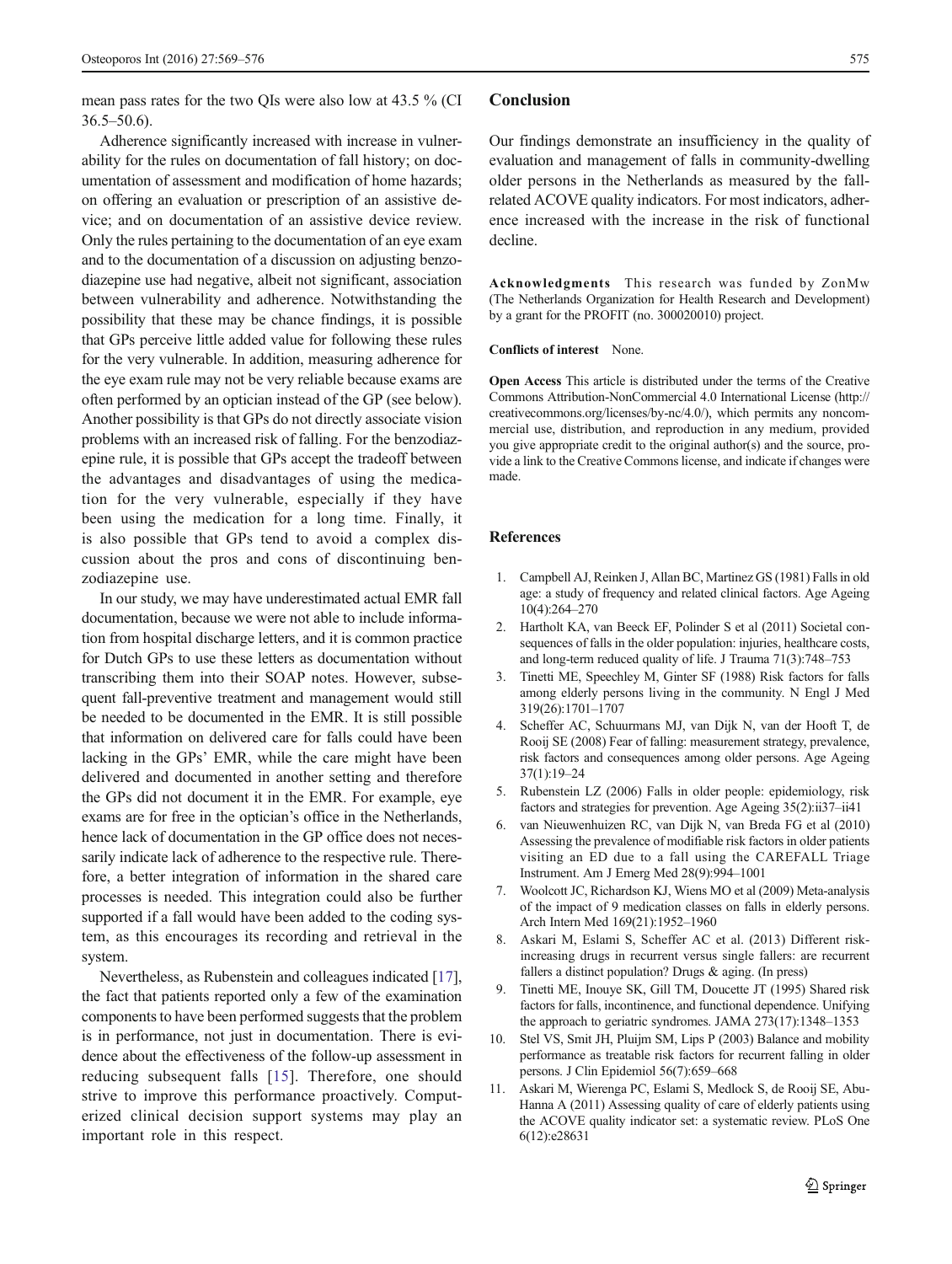mean pass rates for the two QIs were also low at 43.5 % (CI 36.5–50.6).

Adherence significantly increased with increase in vulnerability for the rules on documentation of fall history; on documentation of assessment and modification of home hazards; on offering an evaluation or prescription of an assistive device; and on documentation of an assistive device review. Only the rules pertaining to the documentation of an eye exam and to the documentation of a discussion on adjusting benzodiazepine use had negative, albeit not significant, association between vulnerability and adherence. Notwithstanding the possibility that these may be chance findings, it is possible that GPs perceive little added value for following these rules for the very vulnerable. In addition, measuring adherence for the eye exam rule may not be very reliable because exams are often performed by an optician instead of the GP (see below). Another possibility is that GPs do not directly associate vision problems with an increased risk of falling. For the benzodiazepine rule, it is possible that GPs accept the tradeoff between the advantages and disadvantages of using the medication for the very vulnerable, especially if they have been using the medication for a long time. Finally, it is also possible that GPs tend to avoid a complex discussion about the pros and cons of discontinuing benzodiazepine use.

In our study, we may have underestimated actual EMR fall documentation, because we were not able to include information from hospital discharge letters, and it is common practice for Dutch GPs to use these letters as documentation without transcribing them into their SOAP notes. However, subsequent fall-preventive treatment and management would still be needed to be documented in the EMR. It is still possible that information on delivered care for falls could have been lacking in the GPs' EMR, while the care might have been delivered and documented in another setting and therefore the GPs did not document it in the EMR. For example, eye exams are for free in the optician's office in the Netherlands, hence lack of documentation in the GP office does not necessarily indicate lack of adherence to the respective rule. Therefore, a better integration of information in the shared care processes is needed. This integration could also be further supported if a fall would have been added to the coding system, as this encourages its recording and retrieval in the system.

Nevertheless, as Rubenstein and colleagues indicated [17], the fact that patients reported only a few of the examination components to have been performed suggests that the problem is in performance, not just in documentation. There is evidence about the effectiveness of the follow-up assessment in reducing subsequent falls [15]. Therefore, one should strive to improve this performance proactively. Computerized clinical decision support systems may play an important role in this respect.

## Conclusion

Our findings demonstrate an insufficiency in the quality of evaluation and management of falls in community-dwelling older persons in the Netherlands as measured by the fall-related ACOVE quality indicators. For most indicators, adherence increased with the increase in the risk of functional decline.

**Acknowledgments** This research was funded by ZonMw (The Netherlands Organization for Health Research and Development) by a grant for the PROFIT (no. 300020010) project.

**Conflicts of interest** None.

**Open Access** This article is distributed under the terms of the Creative Commons Attribution-NonCommercial 4.0 International License (http://creativecommons.org/licenses/by-nc/4.0/), which permits any noncommercial use, distribution, and reproduction in any medium, provided you give appropriate credit to the original author(s) and the source, provide a link to the Creative Commons license, and indicate if changes were made.

## References

1. Campbell AJ, Reinken J, Allan BC, Martinez GS (1981) Falls in old age: a study of frequency and related clinical factors. Age Ageing 10(4):264–270
2. Hartholt KA, van Beeck EF, Polinder S et al (2011) Societal consequences of falls in the older population: injuries, healthcare costs, and long-term reduced quality of life. J Trauma 71(3):748–753
3. Tinetti ME, Speechley M, Ginter SF (1988) Risk factors for falls among elderly persons living in the community. N Engl J Med 319(26):1701–1707
4. Scheffer AC, Schuurmans MJ, van Dijk N, van der Hooft T, de Rooij SE (2008) Fear of falling: measurement strategy, prevalence, risk factors and consequences among older persons. Age Ageing 37(1):19–24
5. Rubenstein LZ (2006) Falls in older people: epidemiology, risk factors and strategies for prevention. Age Ageing 35(2):ii37–ii41
6. van Nieuwenhuizen RC, van Dijk N, van Breda FG et al (2010) Assessing the prevalence of modifiable risk factors in older patients visiting an ED due to a fall using the CAREFALL Triage Instrument. Am J Emerg Med 28(9):994–1001
7. Woolcott JC, Richardson KJ, Wiens MO et al (2009) Meta-analysis of the impact of 9 medication classes on falls in elderly persons. Arch Intern Med 169(21):1952–1960
8. Askari M, Eslami S, Scheffer AC et al. (2013) Different risk-increasing drugs in recurrent versus single fallers: are recurrent fallers a distinct population? Drugs & aging. (In press)
9. Tinetti ME, Inouye SK, Gill TM, Doucette JT (1995) Shared risk factors for falls, incontinence, and functional dependence. Unifying the approach to geriatric syndromes. JAMA 273(17):1348–1353
10. Stel VS, Smit JH, Pluijm SM, Lips P (2003) Balance and mobility performance as treatable risk factors for recurrent falling in older persons. J Clin Epidemiol 56(7):659–668
11. Askari M, Wierenga PC, Eslami S, Medlock S, de Rooij SE, Abu-Hanna A (2011) Assessing quality of care of elderly patients using the ACOVE quality indicator set: a systematic review. PLoS One 6(12):e28631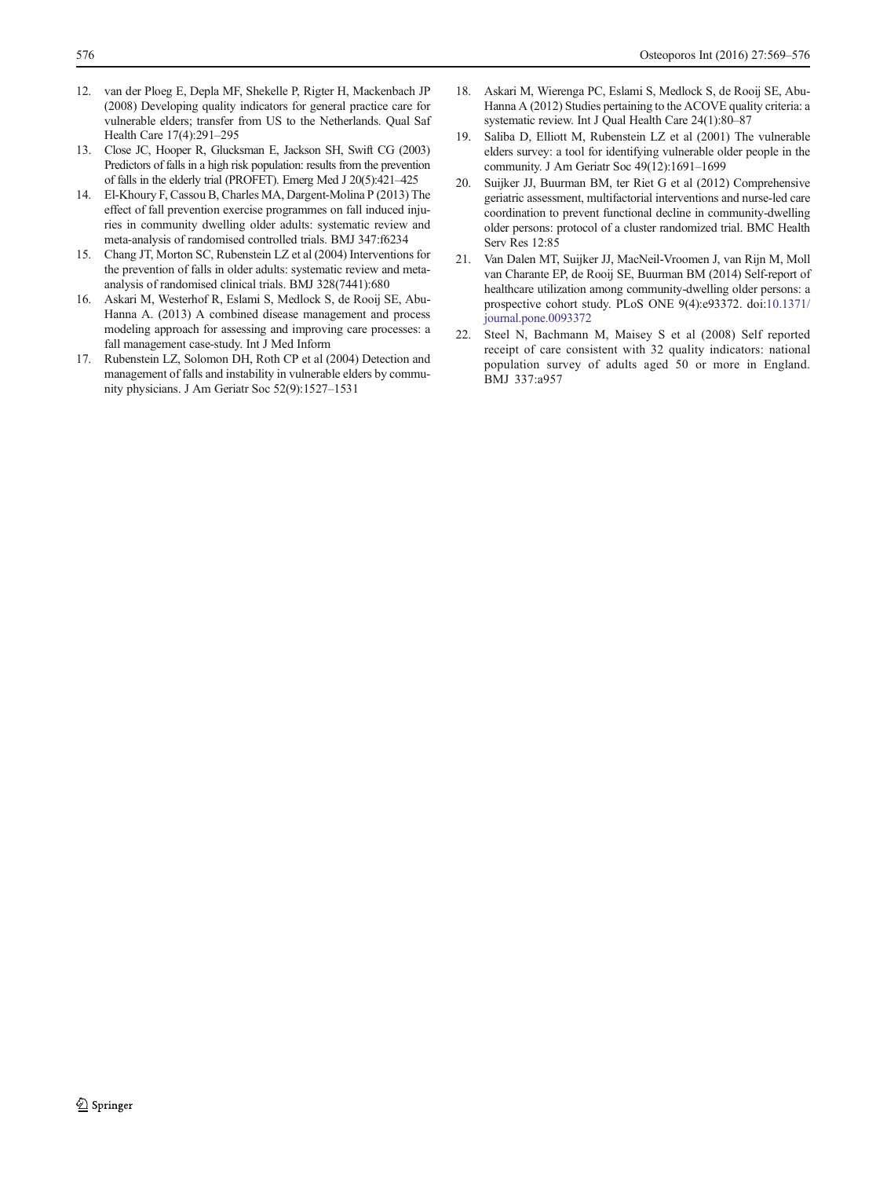12. van der Ploeg E, Depla MF, Shekelle P, Rigter H, Mackenbach JP (2008) Developing quality indicators for general practice care for vulnerable elders; transfer from US to the Netherlands. Qual Saf Health Care 17(4):291–295
13. Close JC, Hooper R, Glucksman E, Jackson SH, Swift CG (2003) Predictors of falls in a high risk population: results from the prevention of falls in the elderly trial (PROFET). Emerg Med J 20(5):421–425
14. El-Khoury F, Cassou B, Charles MA, Dargent-Molina P (2013) The effect of fall prevention exercise programmes on fall induced injuries in community dwelling older adults: systematic review and meta-analysis of randomised controlled trials. BMJ 347:f6234
15. Chang JT, Morton SC, Rubenstein LZ et al (2004) Interventions for the prevention of falls in older adults: systematic review and meta-analysis of randomised clinical trials. BMJ 328(7441):680
16. Askari M, Westerhof R, Eslami S, Medlock S, de Rooij SE, Abu-Hanna A. (2013) A combined disease management and process modeling approach for assessing and improving care processes: a fall management case-study. Int J Med Inform
17. Rubenstein LZ, Solomon DH, Roth CP et al (2004) Detection and management of falls and instability in vulnerable elders by community physicians. J Am Geriatr Soc 52(9):1527–1531
18. Askari M, Wierenga PC, Eslami S, Medlock S, de Rooij SE, Abu-Hanna A (2012) Studies pertaining to the ACOVE quality criteria: a systematic review. Int J Qual Health Care 24(1):80–87
19. Saliba D, Elliott M, Rubenstein LZ et al (2001) The vulnerable elders survey: a tool for identifying vulnerable older people in the community. J Am Geriatr Soc 49(12):1691–1699
20. Suijker JJ, Buurman BM, ter Riet G et al (2012) Comprehensive geriatric assessment, multifactorial interventions and nurse-led care coordination to prevent functional decline in community-dwelling older persons: protocol of a cluster randomized trial. BMC Health Serv Res 12:85
21. Van Dalen MT, Suijker JJ, MacNeil-Vroomen J, van Rijn M, Moll van Charante EP, de Rooij SE, Buurman BM (2014) Self-report of healthcare utilization among community-dwelling older persons: a prospective cohort study. PLoS ONE 9(4):e93372. doi:10.1371/journal.pone.0093372
22. Steel N, Bachmann M, Maisey S et al (2008) Self reported receipt of care consistent with 32 quality indicators: national population survey of adults aged 50 or more in England. BMJ 337:a957